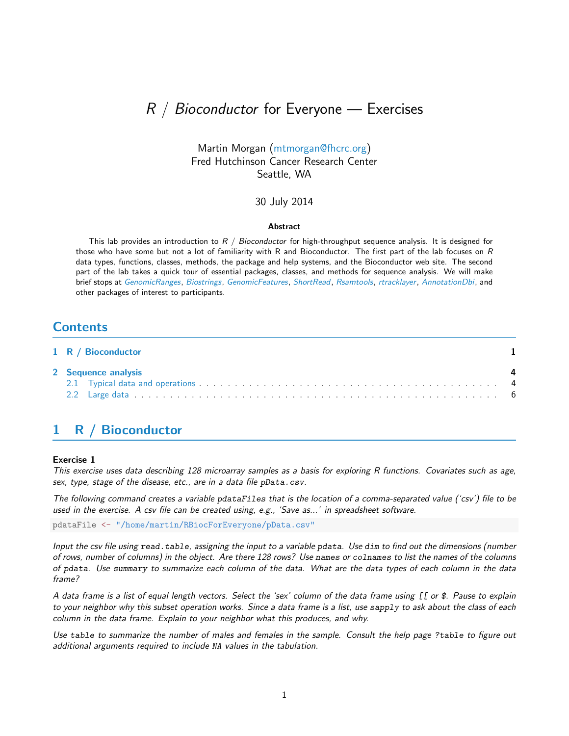# *R* / *Bioconductor* for Everyone — Exercises

Martin Morgan (mtmorgan@fhcrc.org)
Fred Hutchinson Cancer Research Center
Seattle, WA

30 July 2014

**Abstract**

This lab provides an introduction to *R* / *Bioconductor* for high-throughput sequence analysis. It is designed for those who have some but not a lot of familiarity with R and Bioconductor. The first part of the lab focuses on *R* data types, functions, classes, methods, the package and help systems, and the Bioconductor web site. The second part of the lab takes a quick tour of essential packages, classes, and methods for sequence analysis. We will make brief stops at *GenomicRanges*, *Biostrings*, *GenomicFeatures*, *ShortRead*, *Rsamtools*, *rtracklayer*, *AnnotationDbi*, and other packages of interest to participants.

## Contents

1 R / Bioconductor ..... 1

2 Sequence analysis ..... 4
- 2.1 Typical data and operations ..... 4
- 2.2 Large data ..... 6

## 1 R / Bioconductor

**Exercise 1**

*This exercise uses data describing 128 microarray samples as a basis for exploring R functions. Covariates such as age, sex, type, stage of the disease, etc., are in a data file* `pData.csv`*.*

*The following command creates a variable* `pdataFiles` *that is the location of a comma-separated value ('csv') file to be used in the exercise. A csv file can be created using, e.g., 'Save as...' in spreadsheet software.*

```
pdataFile <- "/home/martin/RBiocForEveryone/pData.csv"
```

*Input the csv file using* `read.table`*, assigning the input to a variable* `pdata`*. Use* `dim` *to find out the dimensions (number of rows, number of columns) in the object. Are there 128 rows? Use* `names` *or* `colnames` *to list the names of the columns of* `pdata`*. Use* `summary` *to summarize each column of the data. What are the data types of each column in the data frame?*

*A data frame is a list of equal length vectors. Select the 'sex' column of the data frame using* `[[` *or* `$`*. Pause to explain to your neighbor why this subset operation works. Since a data frame is a list, use* `sapply` *to ask about the class of each column in the data frame. Explain to your neighbor what this produces, and why.*

*Use* `table` *to summarize the number of males and females in the sample. Consult the help page* `?table` *to figure out additional arguments required to include* `NA` *values in the tabulation.*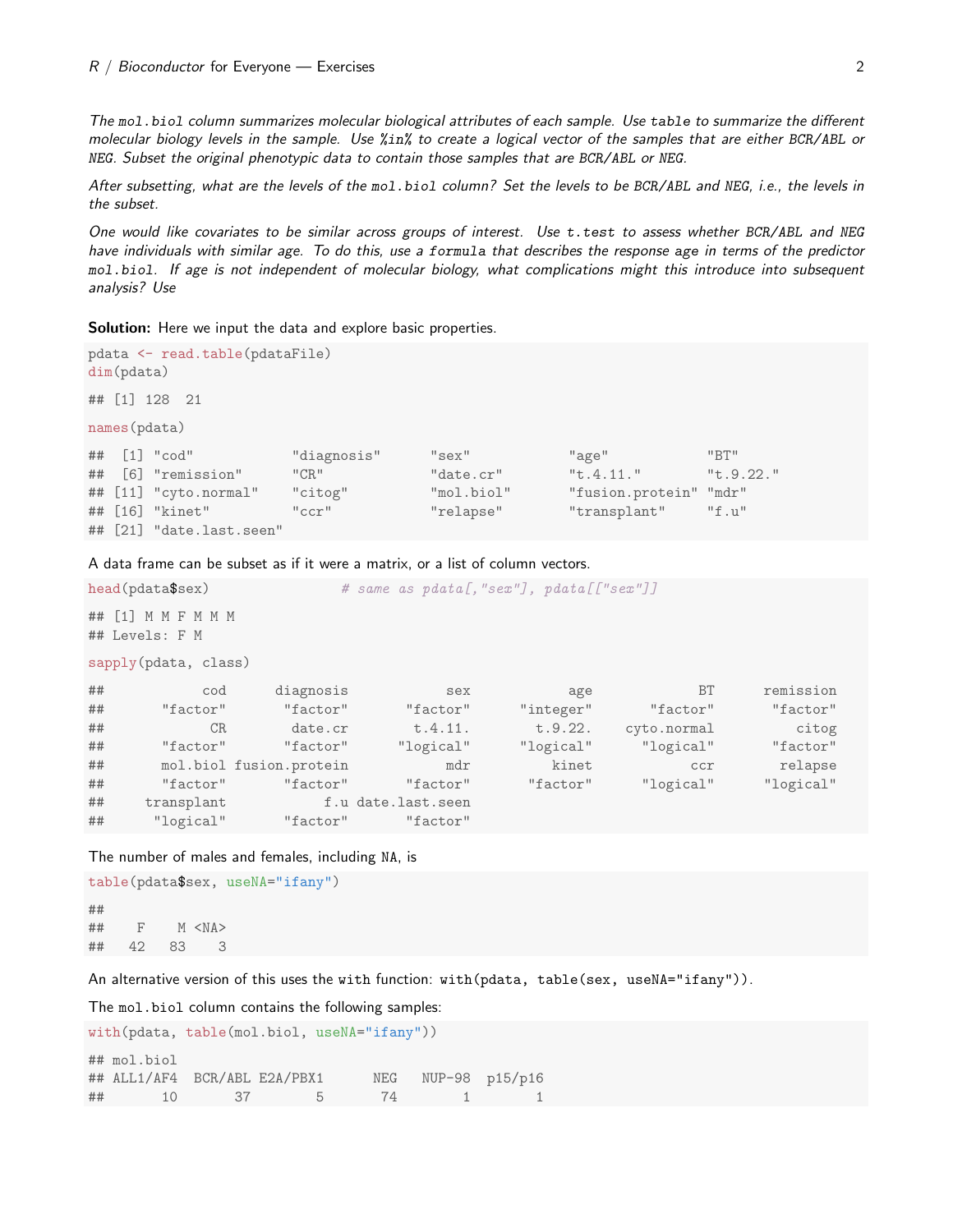*The `mol.biol` column summarizes molecular biological attributes of each sample. Use `table` to summarize the different molecular biology levels in the sample. Use `%in%` to create a logical vector of the samples that are either BCR/ABL or NEG. Subset the original phenotypic data to contain those samples that are BCR/ABL or NEG.*

*After subsetting, what are the levels of the `mol.biol` column? Set the levels to be BCR/ABL and NEG, i.e., the levels in the subset.*

*One would like covariates to be similar across groups of interest. Use `t.test` to assess whether BCR/ABL and NEG have individuals with similar age. To do this, use a `formula` that describes the response `age` in terms of the predictor `mol.biol`. If age is not independent of molecular biology, what complications might this introduce into subsequent analysis? Use*

**Solution:** Here we input the data and explore basic properties.

```
pdata <- read.table(pdataFile)
dim(pdata)

## [1] 128  21

names(pdata)

##  [1] "cod"            "diagnosis"      "sex"            "age"            "BT"
##  [6] "remission"      "CR"             "date.cr"        "t.4.11."        "t.9.22."
## [11] "cyto.normal"    "citog"          "mol.biol"       "fusion.protein" "mdr"
## [16] "kinet"          "ccr"            "relapse"        "transplant"     "f.u"
## [21] "date.last.seen"
```

A data frame can be subset as if it were a matrix, or a list of column vectors.

```
head(pdata$sex)                # same as pdata[,"sex"], pdata[["sex"]]

## [1] M M F M M M
## Levels: F M

sapply(pdata, class)

##            cod      diagnosis            sex            age             BT      remission
##       "factor"       "factor"       "factor"      "integer"       "factor"       "factor"
##             CR        date.cr        t.4.11.        t.9.22.    cyto.normal          citog
##       "factor"       "factor"      "logical"      "logical"      "logical"       "factor"
##       mol.biol fusion.protein            mdr          kinet            ccr        relapse
##       "factor"       "factor"       "factor"       "factor"      "logical"      "logical"
##     transplant            f.u date.last.seen
##      "logical"       "factor"       "factor"
```

The number of males and females, including NA, is

```
table(pdata$sex, useNA="ifany")

##
##    F    M <NA>
##   42   83    3
```

An alternative version of this uses the `with` function: `with(pdata, table(sex, useNA="ifany"))`.

The `mol.biol` column contains the following samples:

```
with(pdata, table(mol.biol, useNA="ifany"))

## mol.biol
## ALL1/AF4  BCR/ABL E2A/PBX1      NEG   NUP-98  p15/p16
##       10       37        5       74        1        1
```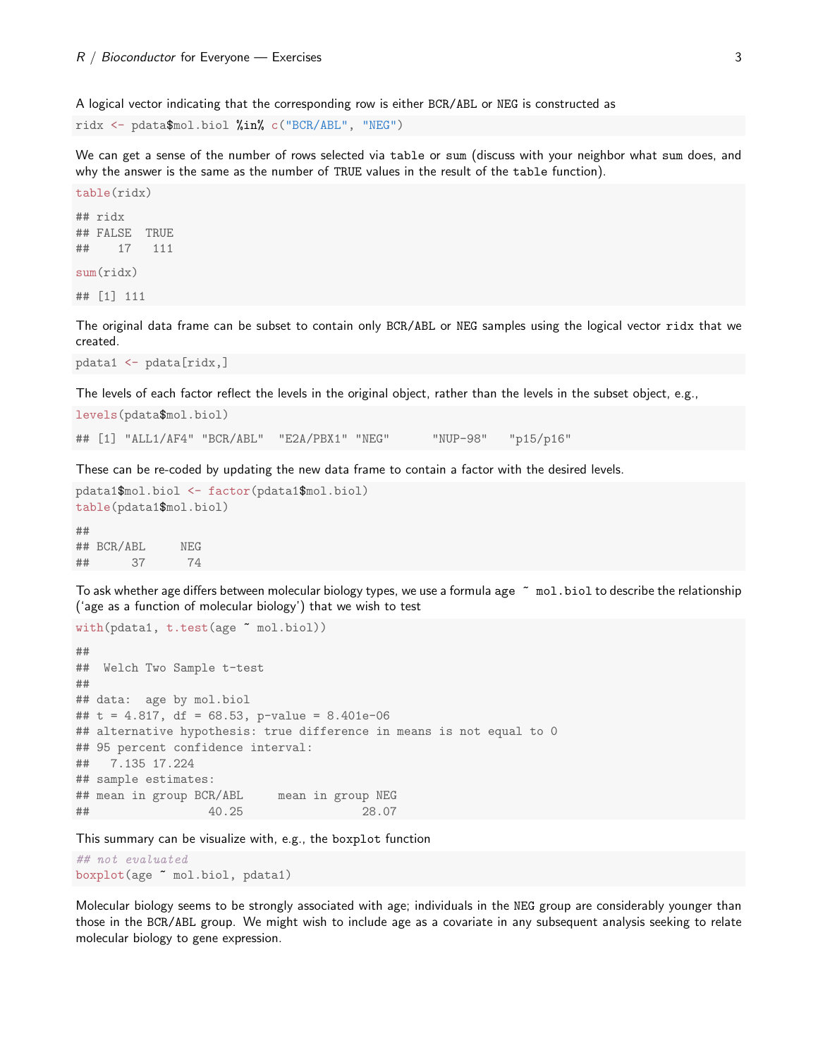A logical vector indicating that the corresponding row is either BCR/ABL or NEG is constructed as

```
ridx <- pdata$mol.biol %in% c("BCR/ABL", "NEG")
```

We can get a sense of the number of rows selected via `table` or `sum` (discuss with your neighbor what `sum` does, and why the answer is the same as the number of TRUE values in the result of the `table` function).

```
table(ridx)

## ridx
## FALSE  TRUE
##    17   111

sum(ridx)

## [1] 111
```

The original data frame can be subset to contain only BCR/ABL or NEG samples using the logical vector `ridx` that we created.

```
pdata1 <- pdata[ridx,]
```

The levels of each factor reflect the levels in the original object, rather than the levels in the subset object, e.g.,

```
levels(pdata$mol.biol)

## [1] "ALL1/AF4" "BCR/ABL"  "E2A/PBX1" "NEG"      "NUP-98"   "p15/p16"
```

These can be re-coded by updating the new data frame to contain a factor with the desired levels.

```
pdata1$mol.biol <- factor(pdata1$mol.biol)
table(pdata1$mol.biol)

##
## BCR/ABL     NEG
##      37      74
```

To ask whether age differs between molecular biology types, we use a formula `age ~ mol.biol` to describe the relationship ('age as a function of molecular biology') that we wish to test

```
with(pdata1, t.test(age ~ mol.biol))

##
##  Welch Two Sample t-test
##
## data:  age by mol.biol
## t = 4.817, df = 68.53, p-value = 8.401e-06
## alternative hypothesis: true difference in means is not equal to 0
## 95 percent confidence interval:
##   7.135 17.224
## sample estimates:
## mean in group BCR/ABL     mean in group NEG
##                 40.25                 28.07
```

This summary can be visualize with, e.g., the `boxplot` function

```
## not evaluated
boxplot(age ~ mol.biol, pdata1)
```

Molecular biology seems to be strongly associated with age; individuals in the NEG group are considerably younger than those in the BCR/ABL group. We might wish to include age as a covariate in any subsequent analysis seeking to relate molecular biology to gene expression.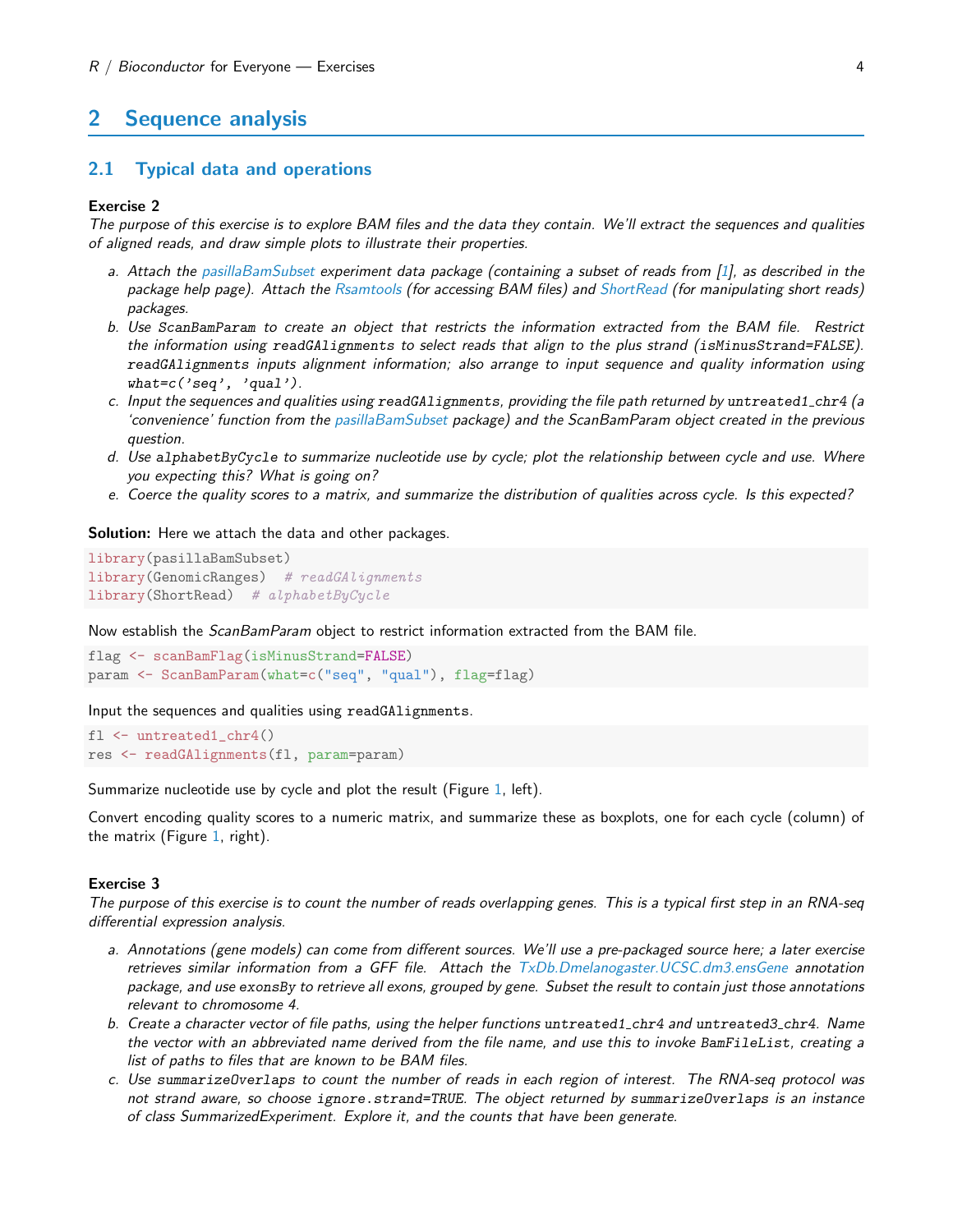## 2 Sequence analysis

### 2.1 Typical data and operations

**Exercise 2**

*The purpose of this exercise is to explore BAM files and the data they contain. We'll extract the sequences and qualities of aligned reads, and draw simple plots to illustrate their properties.*

a. *Attach the pasillaBamSubset experiment data package (containing a subset of reads from [1], as described in the package help page). Attach the Rsamtools (for accessing BAM files) and ShortRead (for manipulating short reads) packages.*
b. *Use `ScanBamParam` to create an object that restricts the information extracted from the BAM file. Restrict the information using `readGAlignments` to select reads that align to the plus strand (`isMinusStrand=FALSE`). `readGAlignments` inputs alignment information; also arrange to input sequence and quality information using `what=c('seq', 'qual')`.*
c. *Input the sequences and qualities using `readGAlignments`, providing the file path returned by `untreated1_chr4` (a 'convenience' function from the pasillaBamSubset package) and the ScanBamParam object created in the previous question.*
d. *Use `alphabetByCycle` to summarize nucleotide use by cycle; plot the relationship between cycle and use. Where you expecting this? What is going on?*
e. *Coerce the quality scores to a matrix, and summarize the distribution of qualities across cycle. Is this expected?*

**Solution:** Here we attach the data and other packages.

```
library(pasillaBamSubset)
library(GenomicRanges)  # readGAlignments
library(ShortRead)  # alphabetByCycle
```

Now establish the *ScanBamParam* object to restrict information extracted from the BAM file.

```
flag <- scanBamFlag(isMinusStrand=FALSE)
param <- ScanBamParam(what=c("seq", "qual"), flag=flag)
```

Input the sequences and qualities using `readGAlignments`.

```
fl <- untreated1_chr4()
res <- readGAlignments(fl, param=param)
```

Summarize nucleotide use by cycle and plot the result (Figure 1, left).

Convert encoding quality scores to a numeric matrix, and summarize these as boxplots, one for each cycle (column) of the matrix (Figure 1, right).

**Exercise 3**

*The purpose of this exercise is to count the number of reads overlapping genes. This is a typical first step in an RNA-seq differential expression analysis.*

a. *Annotations (gene models) can come from different sources. We'll use a pre-packaged source here; a later exercise retrieves similar information from a GFF file. Attach the TxDb.Dmelanogaster.UCSC.dm3.ensGene annotation package, and use `exonsBy` to retrieve all exons, grouped by gene. Subset the result to contain just those annotations relevant to chromosome 4.*
b. *Create a character vector of file paths, using the helper functions `untreated1_chr4` and `untreated3_chr4`. Name the vector with an abbreviated name derived from the file name, and use this to invoke `BamFileList`, creating a list of paths to files that are known to be BAM files.*
c. *Use `summarizeOverlaps` to count the number of reads in each region of interest. The RNA-seq protocol was not strand aware, so choose `ignore.strand=TRUE`. The object returned by `summarizeOverlaps` is an instance of class SummarizedExperiment. Explore it, and the counts that have been generate.*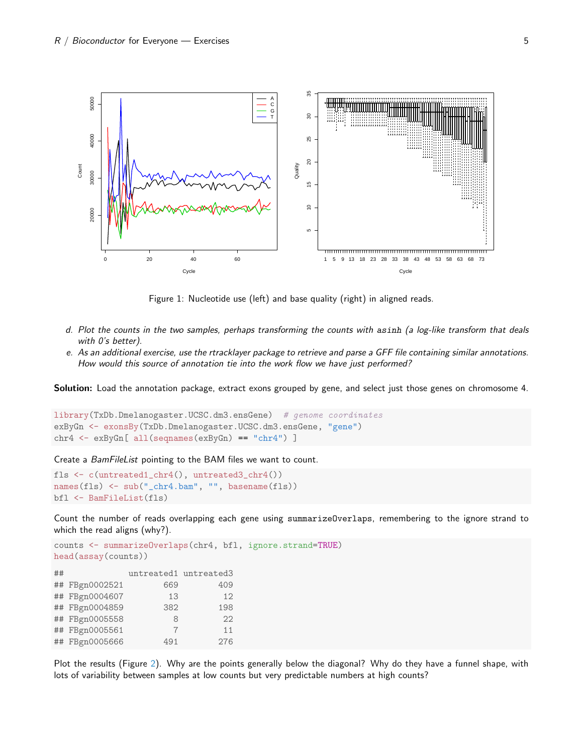Figure 1: Nucleotide use (left) and base quality (right) in aligned reads.

*d. Plot the counts in the two samples, perhaps transforming the counts with* `asinh` *(a log-like transform that deals with 0's better).*

*e. As an additional exercise, use the rtracklayer package to retrieve and parse a GFF file containing similar annotations. How would this source of annotation tie into the work flow we have just performed?*

**Solution:** Load the annotation package, extract exons grouped by gene, and select just those genes on chromosome 4.

```
library(TxDb.Dmelanogaster.UCSC.dm3.ensGene)  # genome coordinates
exByGn <- exonsBy(TxDb.Dmelanogaster.UCSC.dm3.ensGene, "gene")
chr4 <- exByGn[ all(seqnames(exByGn) == "chr4") ]
```

Create a *BamFileList* pointing to the BAM files we want to count.

```
fls <- c(untreated1_chr4(), untreated3_chr4())
names(fls) <- sub("_chr4.bam", "", basename(fls))
bfl <- BamFileList(fls)
```

Count the number of reads overlapping each gene using `summarizeOverlaps`, remembering to the ignore strand to which the read aligns (why?).

```
counts <- summarizeOverlaps(chr4, bfl, ignore.strand=TRUE)
head(assay(counts))

##             untreated1 untreated3
## FBgn0002521        669        409
## FBgn0004607         13         12
## FBgn0004859        382        198
## FBgn0005558          8         22
## FBgn0005561          7         11
## FBgn0005666        491        276
```

Plot the results (Figure 2). Why are the points generally below the diagonal? Why do they have a funnel shape, with lots of variability between samples at low counts but very predictable numbers at high counts?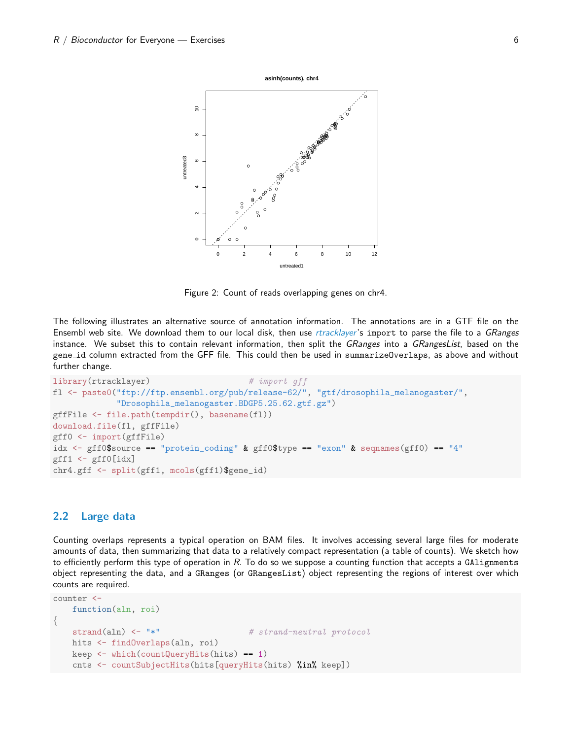Figure 2: Count of reads overlapping genes on chr4.

The following illustrates an alternative source of annotation information. The annotations are in a GTF file on the Ensembl web site. We download them to our local disk, then use *rtracklayer*'s `import` to parse the file to a *GRanges* instance. We subset this to contain relevant information, then split the *GRanges* into a *GRangesList*, based on the `gene_id` column extracted from the GFF file. This could then be used in `summarizeOverlaps`, as above and without further change.

```
library(rtracklayer)                      # import gff
fl <- paste0("ftp://ftp.ensembl.org/pub/release-62/", "gtf/drosophila_melanogaster/",
             "Drosophila_melanogaster.BDGP5.25.62.gtf.gz")
gffFile <- file.path(tempdir(), basename(fl))
download.file(fl, gffFile)
gff0 <- import(gffFile)
idx <- gff0$source == "protein_coding" & gff0$type == "exon" & seqnames(gff0) == "4"
gff1 <- gff0[idx]
chr4.gff <- split(gff1, mcols(gff1)$gene_id)
```

## 2.2 Large data

Counting overlaps represents a typical operation on BAM files. It involves accessing several large files for moderate amounts of data, then summarizing that data to a relatively compact representation (a table of counts). We sketch how to efficiently perform this type of operation in *R*. To do so we suppose a counting function that accepts a `GAlignments` object representing the data, and a `GRanges` (or `GRangesList`) object representing the regions of interest over which counts are required.

```
counter <-
    function(aln, roi)
{
    strand(aln) <- "*"                    # strand-neutral protocol
    hits <- findOverlaps(aln, roi)
    keep <- which(countQueryHits(hits) == 1)
    cnts <- countSubjectHits(hits[queryHits(hits) %in% keep])
```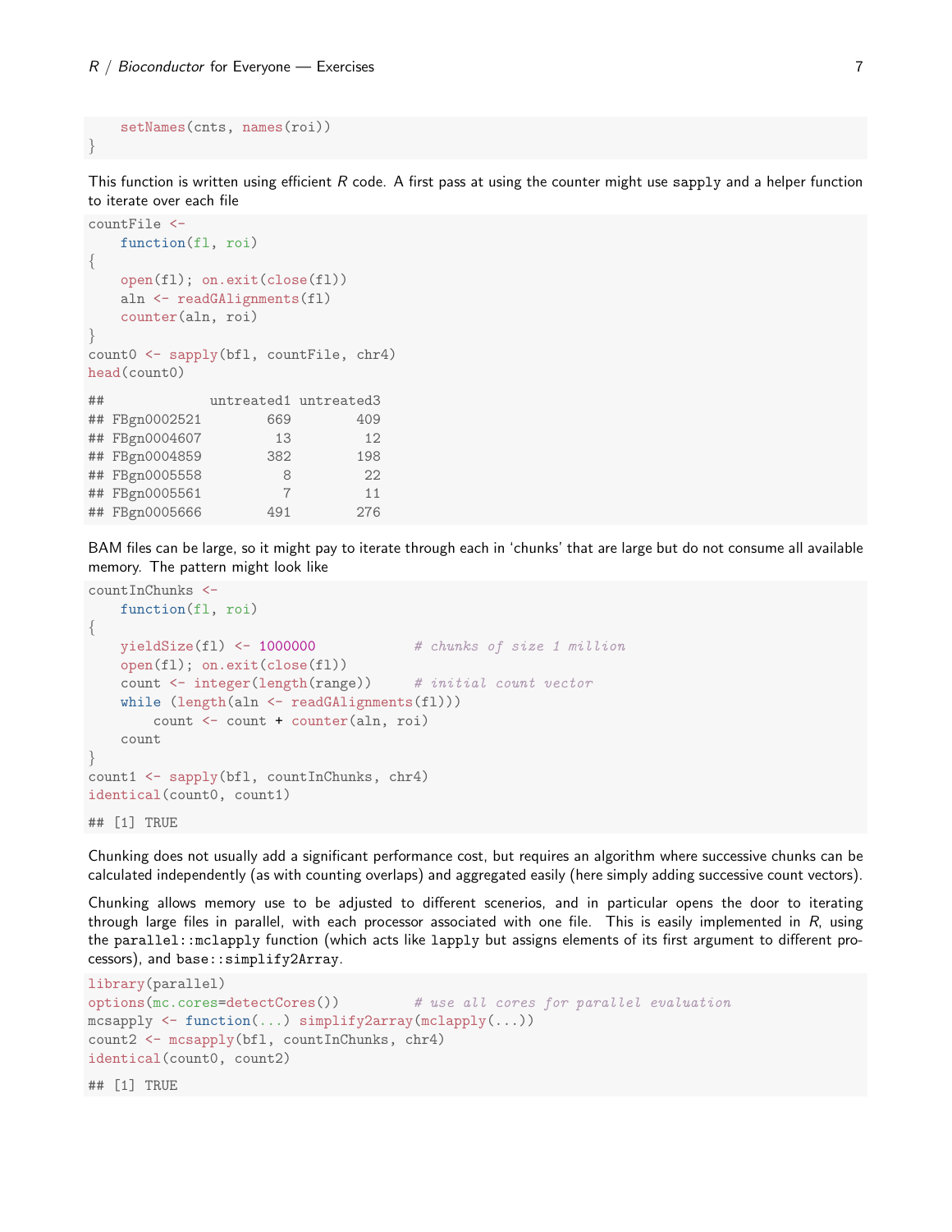```
    setNames(cnts, names(roi))
}
```

This function is written using efficient *R* code. A first pass at using the counter might use `sapply` and a helper function to iterate over each file

```
countFile <-
    function(fl, roi)
{
    open(fl); on.exit(close(fl))
    aln <- readGAlignments(fl)
    counter(aln, roi)
}
count0 <- sapply(bfl, countFile, chr4)
head(count0)

##             untreated1 untreated3
## FBgn0002521        669        409
## FBgn0004607         13         12
## FBgn0004859        382        198
## FBgn0005558          8         22
## FBgn0005561          7         11
## FBgn0005666        491        276
```

BAM files can be large, so it might pay to iterate through each in 'chunks' that are large but do not consume all available memory. The pattern might look like

```
countInChunks <-
    function(fl, roi)
{
    yieldSize(fl) <- 1000000            # chunks of size 1 million
    open(fl); on.exit(close(fl))
    count <- integer(length(range))     # initial count vector
    while (length(aln <- readGAlignments(fl)))
        count <- count + counter(aln, roi)
    count
}
count1 <- sapply(bfl, countInChunks, chr4)
identical(count0, count1)

## [1] TRUE
```

Chunking does not usually add a significant performance cost, but requires an algorithm where successive chunks can be calculated independently (as with counting overlaps) and aggregated easily (here simply adding successive count vectors).

Chunking allows memory use to be adjusted to different scenerios, and in particular opens the door to iterating through large files in parallel, with each processor associated with one file. This is easily implemented in *R*, using the `parallel::mclapply` function (which acts like `lapply` but assigns elements of its first argument to different processors), and `base::simplify2Array`.

```
library(parallel)
options(mc.cores=detectCores())         # use all cores for parallel evaluation
mcsapply <- function(...) simplify2array(mclapply(...))
count2 <- mcsapply(bfl, countInChunks, chr4)
identical(count0, count2)

## [1] TRUE
```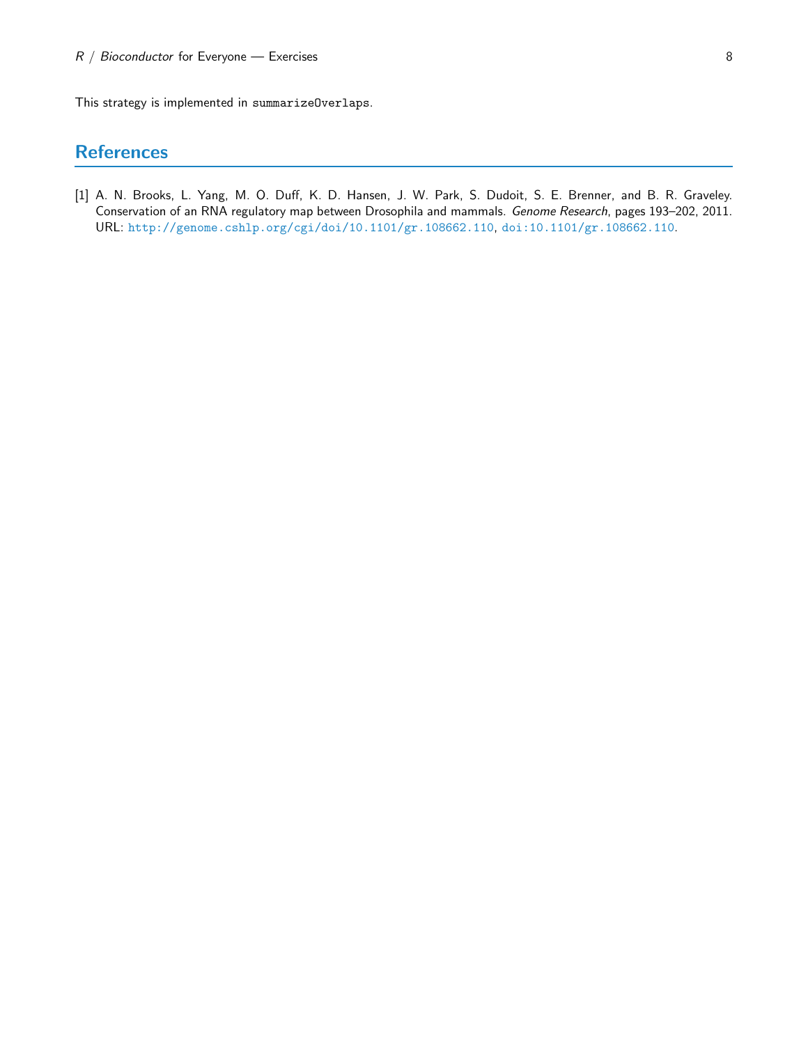This strategy is implemented in `summarizeOverlaps`.

## References

[1] A. N. Brooks, L. Yang, M. O. Duff, K. D. Hansen, J. W. Park, S. Dudoit, S. E. Brenner, and B. R. Graveley. Conservation of an RNA regulatory map between Drosophila and mammals. *Genome Research*, pages 193–202, 2011. URL: http://genome.cshlp.org/cgi/doi/10.1101/gr.108662.110, doi:10.1101/gr.108662.110.